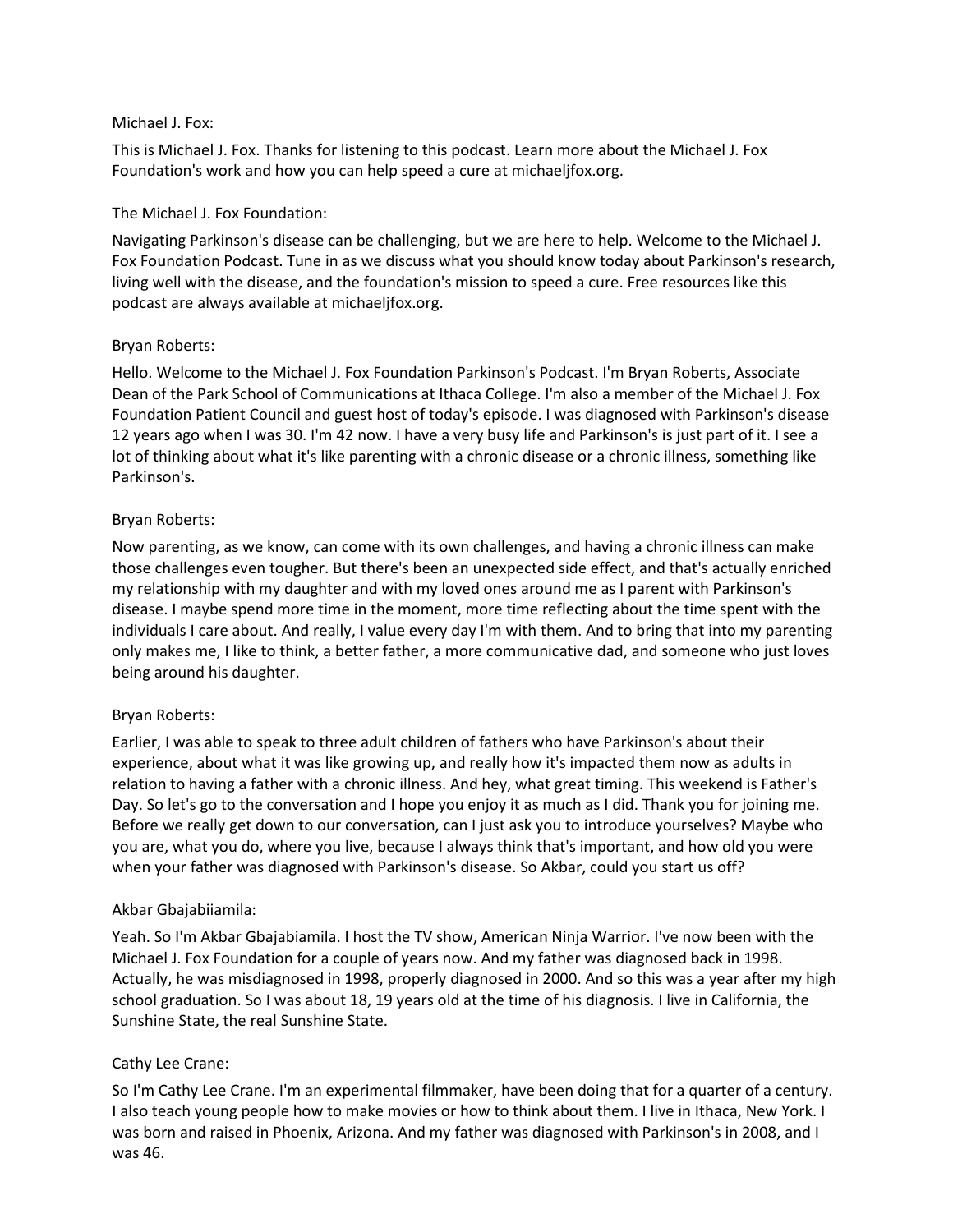Michael J. Fox:

This is Michael J. Fox. Thanks for listening to this podcast. Learn more about the Michael J. Fox Foundation's work and how you can help speed a cure at michaeljfox.org.

The Michael J. Fox Foundation:

Navigating Parkinson's disease can be challenging, but we are here to help. Welcome to the Michael J. Fox Foundation Podcast. Tune in as we discuss what you should know today about Parkinson's research, living well with the disease, and the foundation's mission to speed a cure. Free resources like this podcast are always available at michaeljfox.org.

Bryan Roberts:

Hello. Welcome to the Michael J. Fox Foundation Parkinson's Podcast. I'm Bryan Roberts, Associate Dean of the Park School of Communications at Ithaca College. I'm also a member of the Michael J. Fox Foundation Patient Council and guest host of today's episode. I was diagnosed with Parkinson's disease 12 years ago when I was 30. I'm 42 now. I have a very busy life and Parkinson's is just part of it. I see a lot of thinking about what it's like parenting with a chronic disease or a chronic illness, something like Parkinson's.

Bryan Roberts:

Now parenting, as we know, can come with its own challenges, and having a chronic illness can make those challenges even tougher. But there's been an unexpected side effect, and that's actually enriched my relationship with my daughter and with my loved ones around me as I parent with Parkinson's disease. I maybe spend more time in the moment, more time reflecting about the time spent with the individuals I care about. And really, I value every day I'm with them. And to bring that into my parenting only makes me, I like to think, a better father, a more communicative dad, and someone who just loves being around his daughter.

Bryan Roberts:

Earlier, I was able to speak to three adult children of fathers who have Parkinson's about their experience, about what it was like growing up, and really how it's impacted them now as adults in relation to having a father with a chronic illness. And hey, what great timing. This weekend is Father's Day. So let's go to the conversation and I hope you enjoy it as much as I did. Thank you for joining me. Before we really get down to our conversation, can I just ask you to introduce yourselves? Maybe who you are, what you do, where you live, because I always think that's important, and how old you were when your father was diagnosed with Parkinson's disease. So Akbar, could you start us off?

Akbar Gbajabiiamila:

Yeah. So I'm Akbar Gbajabiamila. I host the TV show, American Ninja Warrior. I've now been with the Michael J. Fox Foundation for a couple of years now. And my father was diagnosed back in 1998. Actually, he was misdiagnosed in 1998, properly diagnosed in 2000. And so this was a year after my high school graduation. So I was about 18, 19 years old at the time of his diagnosis. I live in California, the Sunshine State, the real Sunshine State.

Cathy Lee Crane:

So I'm Cathy Lee Crane. I'm an experimental filmmaker, have been doing that for a quarter of a century. I also teach young people how to make movies or how to think about them. I live in Ithaca, New York. I was born and raised in Phoenix, Arizona. And my father was diagnosed with Parkinson's in 2008, and I was 46.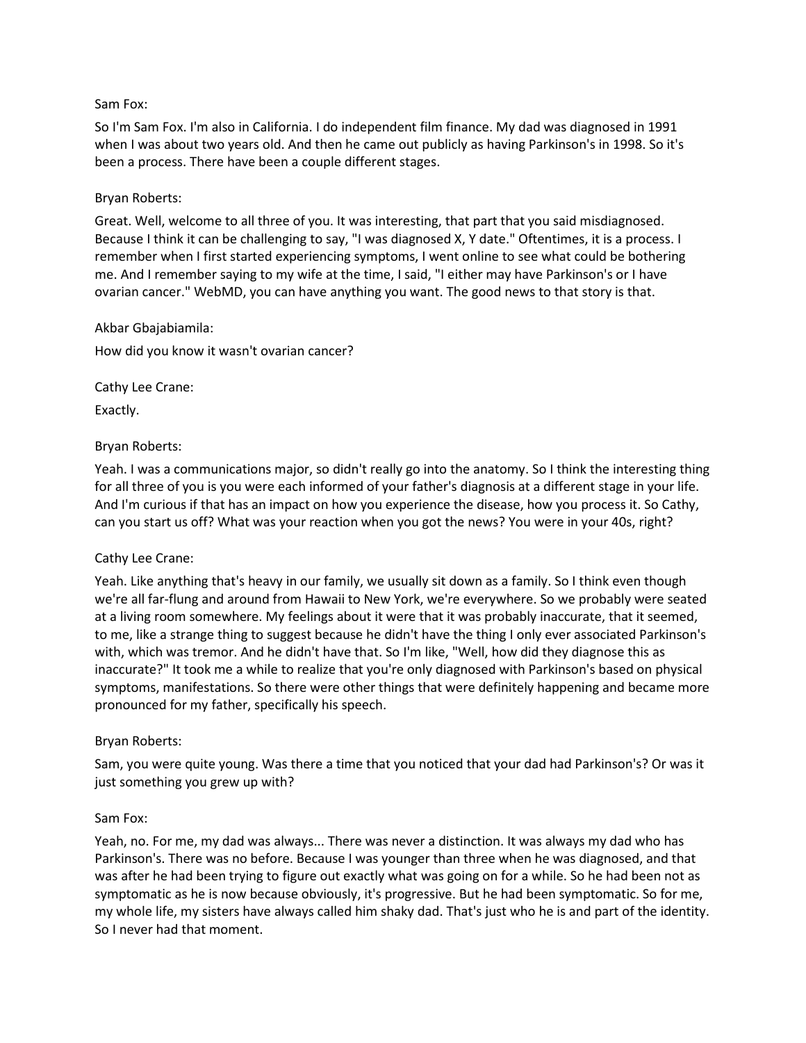Sam Fox:

So I'm Sam Fox. I'm also in California. I do independent film finance. My dad was diagnosed in 1991 when I was about two years old. And then he came out publicly as having Parkinson's in 1998. So it's been a process. There have been a couple different stages.

Bryan Roberts:

Great. Well, welcome to all three of you. It was interesting, that part that you said misdiagnosed. Because I think it can be challenging to say, "I was diagnosed X, Y date." Oftentimes, it is a process. I remember when I first started experiencing symptoms, I went online to see what could be bothering me. And I remember saying to my wife at the time, I said, "I either may have Parkinson's or I have ovarian cancer." WebMD, you can have anything you want. The good news to that story is that.

Akbar Gbajabiamila:

How did you know it wasn't ovarian cancer?

Cathy Lee Crane:

Exactly.

Bryan Roberts:

Yeah. I was a communications major, so didn't really go into the anatomy. So I think the interesting thing for all three of you is you were each informed of your father's diagnosis at a different stage in your life. And I'm curious if that has an impact on how you experience the disease, how you process it. So Cathy, can you start us off? What was your reaction when you got the news? You were in your 40s, right?

Cathy Lee Crane:

Yeah. Like anything that's heavy in our family, we usually sit down as a family. So I think even though we're all far-flung and around from Hawaii to New York, we're everywhere. So we probably were seated at a living room somewhere. My feelings about it were that it was probably inaccurate, that it seemed, to me, like a strange thing to suggest because he didn't have the thing I only ever associated Parkinson's with, which was tremor. And he didn't have that. So I'm like, "Well, how did they diagnose this as inaccurate?" It took me a while to realize that you're only diagnosed with Parkinson's based on physical symptoms, manifestations. So there were other things that were definitely happening and became more pronounced for my father, specifically his speech.

Bryan Roberts:

Sam, you were quite young. Was there a time that you noticed that your dad had Parkinson's? Or was it just something you grew up with?

Sam Fox:

Yeah, no. For me, my dad was always... There was never a distinction. It was always my dad who has Parkinson's. There was no before. Because I was younger than three when he was diagnosed, and that was after he had been trying to figure out exactly what was going on for a while. So he had been not as symptomatic as he is now because obviously, it's progressive. But he had been symptomatic. So for me, my whole life, my sisters have always called him shaky dad. That's just who he is and part of the identity. So I never had that moment.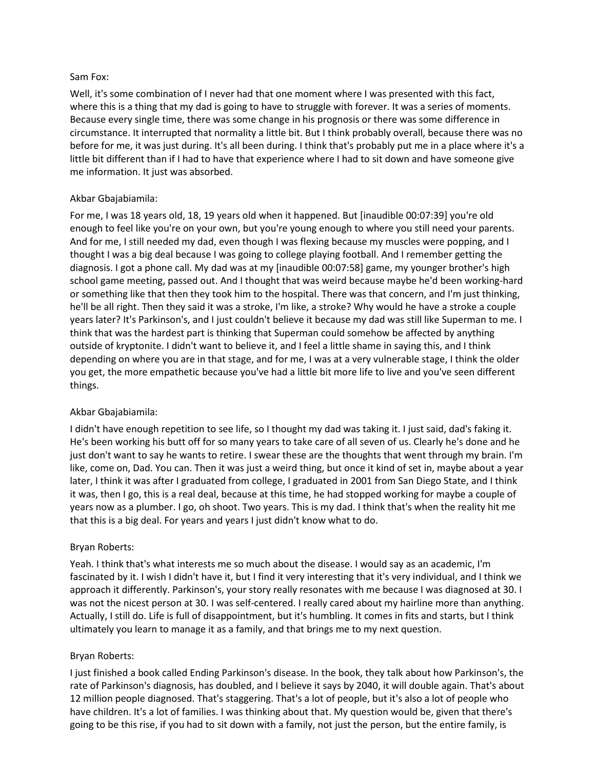Sam Fox:

Well, it's some combination of I never had that one moment where I was presented with this fact, where this is a thing that my dad is going to have to struggle with forever. It was a series of moments. Because every single time, there was some change in his prognosis or there was some difference in circumstance. It interrupted that normality a little bit. But I think probably overall, because there was no before for me, it was just during. It's all been during. I think that's probably put me in a place where it's a little bit different than if I had to have that experience where I had to sit down and have someone give me information. It just was absorbed.

Akbar Gbajabiamila:

For me, I was 18 years old, 18, 19 years old when it happened. But [inaudible 00:07:39] you're old enough to feel like you're on your own, but you're young enough to where you still need your parents. And for me, I still needed my dad, even though I was flexing because my muscles were popping, and I thought I was a big deal because I was going to college playing football. And I remember getting the diagnosis. I got a phone call. My dad was at my [inaudible 00:07:58] game, my younger brother's high school game meeting, passed out. And I thought that was weird because maybe he'd been working-hard or something like that then they took him to the hospital. There was that concern, and I'm just thinking, he'll be all right. Then they said it was a stroke, I'm like, a stroke? Why would he have a stroke a couple years later? It's Parkinson's, and I just couldn't believe it because my dad was still like Superman to me. I think that was the hardest part is thinking that Superman could somehow be affected by anything outside of kryptonite. I didn't want to believe it, and I feel a little shame in saying this, and I think depending on where you are in that stage, and for me, I was at a very vulnerable stage, I think the older you get, the more empathetic because you've had a little bit more life to live and you've seen different things.

Akbar Gbajabiamila:

I didn't have enough repetition to see life, so I thought my dad was taking it. I just said, dad's faking it. He's been working his butt off for so many years to take care of all seven of us. Clearly he's done and he just don't want to say he wants to retire. I swear these are the thoughts that went through my brain. I'm like, come on, Dad. You can. Then it was just a weird thing, but once it kind of set in, maybe about a year later, I think it was after I graduated from college, I graduated in 2001 from San Diego State, and I think it was, then I go, this is a real deal, because at this time, he had stopped working for maybe a couple of years now as a plumber. I go, oh shoot. Two years. This is my dad. I think that's when the reality hit me that this is a big deal. For years and years I just didn't know what to do.

Bryan Roberts:

Yeah. I think that's what interests me so much about the disease. I would say as an academic, I'm fascinated by it. I wish I didn't have it, but I find it very interesting that it's very individual, and I think we approach it differently. Parkinson's, your story really resonates with me because I was diagnosed at 30. I was not the nicest person at 30. I was self-centered. I really cared about my hairline more than anything. Actually, I still do. Life is full of disappointment, but it's humbling. It comes in fits and starts, but I think ultimately you learn to manage it as a family, and that brings me to my next question.

Bryan Roberts:

I just finished a book called Ending Parkinson's disease. In the book, they talk about how Parkinson's, the rate of Parkinson's diagnosis, has doubled, and I believe it says by 2040, it will double again. That's about 12 million people diagnosed. That's staggering. That's a lot of people, but it's also a lot of people who have children. It's a lot of families. I was thinking about that. My question would be, given that there's going to be this rise, if you had to sit down with a family, not just the person, but the entire family, is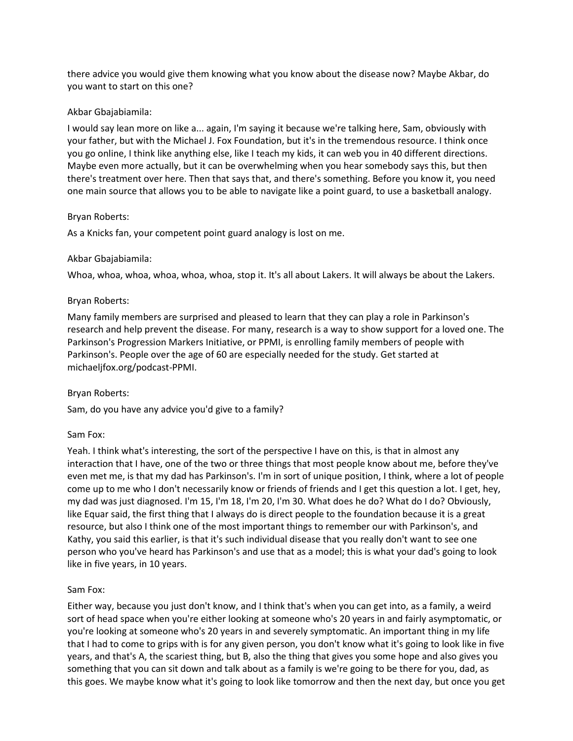there advice you would give them knowing what you know about the disease now? Maybe Akbar, do you want to start on this one?

Akbar Gbajabiamila:

I would say lean more on like a... again, I'm saying it because we're talking here, Sam, obviously with your father, but with the Michael J. Fox Foundation, but it's in the tremendous resource. I think once you go online, I think like anything else, like I teach my kids, it can web you in 40 different directions. Maybe even more actually, but it can be overwhelming when you hear somebody says this, but then there's treatment over here. Then that says that, and there's something. Before you know it, you need one main source that allows you to be able to navigate like a point guard, to use a basketball analogy.

Bryan Roberts:

As a Knicks fan, your competent point guard analogy is lost on me.

Akbar Gbajabiamila:

Whoa, whoa, whoa, whoa, whoa, whoa, stop it. It's all about Lakers. It will always be about the Lakers.

Bryan Roberts:

Many family members are surprised and pleased to learn that they can play a role in Parkinson's research and help prevent the disease. For many, research is a way to show support for a loved one. The Parkinson's Progression Markers Initiative, or PPMI, is enrolling family members of people with Parkinson's. People over the age of 60 are especially needed for the study. Get started at michaeljfox.org/podcast-PPMI.

Bryan Roberts:

Sam, do you have any advice you'd give to a family?

Sam Fox:

Yeah. I think what's interesting, the sort of the perspective I have on this, is that in almost any interaction that I have, one of the two or three things that most people know about me, before they've even met me, is that my dad has Parkinson's. I'm in sort of unique position, I think, where a lot of people come up to me who I don't necessarily know or friends of friends and I get this question a lot. I get, hey, my dad was just diagnosed. I'm 15, I'm 18, I'm 20, I'm 30. What does he do? What do I do? Obviously, like Equar said, the first thing that I always do is direct people to the foundation because it is a great resource, but also I think one of the most important things to remember our with Parkinson's, and Kathy, you said this earlier, is that it's such individual disease that you really don't want to see one person who you've heard has Parkinson's and use that as a model; this is what your dad's going to look like in five years, in 10 years.

Sam Fox:

Either way, because you just don't know, and I think that's when you can get into, as a family, a weird sort of head space when you're either looking at someone who's 20 years in and fairly asymptomatic, or you're looking at someone who's 20 years in and severely symptomatic. An important thing in my life that I had to come to grips with is for any given person, you don't know what it's going to look like in five years, and that's A, the scariest thing, but B, also the thing that gives you some hope and also gives you something that you can sit down and talk about as a family is we're going to be there for you, dad, as this goes. We maybe know what it's going to look like tomorrow and then the next day, but once you get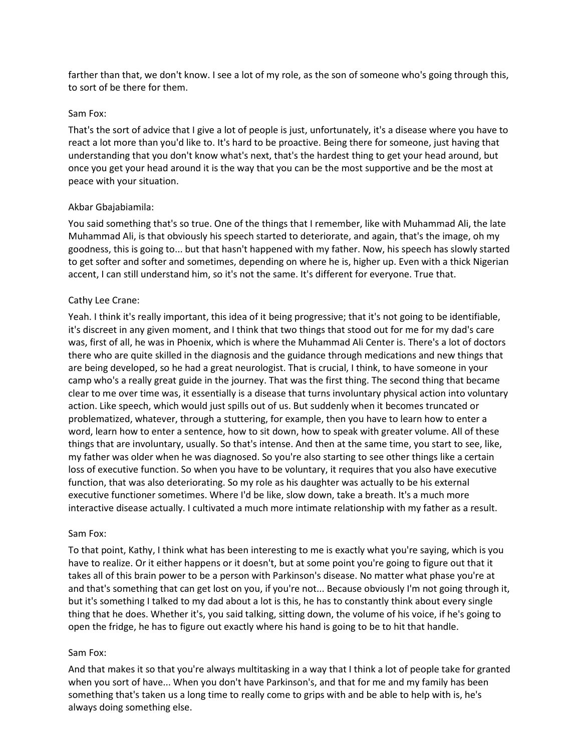farther than that, we don't know. I see a lot of my role, as the son of someone who's going through this, to sort of be there for them.

Sam Fox:

That's the sort of advice that I give a lot of people is just, unfortunately, it's a disease where you have to react a lot more than you'd like to. It's hard to be proactive. Being there for someone, just having that understanding that you don't know what's next, that's the hardest thing to get your head around, but once you get your head around it is the way that you can be the most supportive and be the most at peace with your situation.

Akbar Gbajabiamila:

You said something that's so true. One of the things that I remember, like with Muhammad Ali, the late Muhammad Ali, is that obviously his speech started to deteriorate, and again, that's the image, oh my goodness, this is going to... but that hasn't happened with my father. Now, his speech has slowly started to get softer and softer and sometimes, depending on where he is, higher up. Even with a thick Nigerian accent, I can still understand him, so it's not the same. It's different for everyone. True that.

Cathy Lee Crane:

Yeah. I think it's really important, this idea of it being progressive; that it's not going to be identifiable, it's discreet in any given moment, and I think that two things that stood out for me for my dad's care was, first of all, he was in Phoenix, which is where the Muhammad Ali Center is. There's a lot of doctors there who are quite skilled in the diagnosis and the guidance through medications and new things that are being developed, so he had a great neurologist. That is crucial, I think, to have someone in your camp who's a really great guide in the journey. That was the first thing. The second thing that became clear to me over time was, it essentially is a disease that turns involuntary physical action into voluntary action. Like speech, which would just spills out of us. But suddenly when it becomes truncated or problematized, whatever, through a stuttering, for example, then you have to learn how to enter a word, learn how to enter a sentence, how to sit down, how to speak with greater volume. All of these things that are involuntary, usually. So that's intense. And then at the same time, you start to see, like, my father was older when he was diagnosed. So you're also starting to see other things like a certain loss of executive function. So when you have to be voluntary, it requires that you also have executive function, that was also deteriorating. So my role as his daughter was actually to be his external executive functioner sometimes. Where I'd be like, slow down, take a breath. It's a much more interactive disease actually. I cultivated a much more intimate relationship with my father as a result.

Sam Fox:

To that point, Kathy, I think what has been interesting to me is exactly what you're saying, which is you have to realize. Or it either happens or it doesn't, but at some point you're going to figure out that it takes all of this brain power to be a person with Parkinson's disease. No matter what phase you're at and that's something that can get lost on you, if you're not... Because obviously I'm not going through it, but it's something I talked to my dad about a lot is this, he has to constantly think about every single thing that he does. Whether it's, you said talking, sitting down, the volume of his voice, if he's going to open the fridge, he has to figure out exactly where his hand is going to be to hit that handle.

Sam Fox:

And that makes it so that you're always multitasking in a way that I think a lot of people take for granted when you sort of have... When you don't have Parkinson's, and that for me and my family has been something that's taken us a long time to really come to grips with and be able to help with is, he's always doing something else.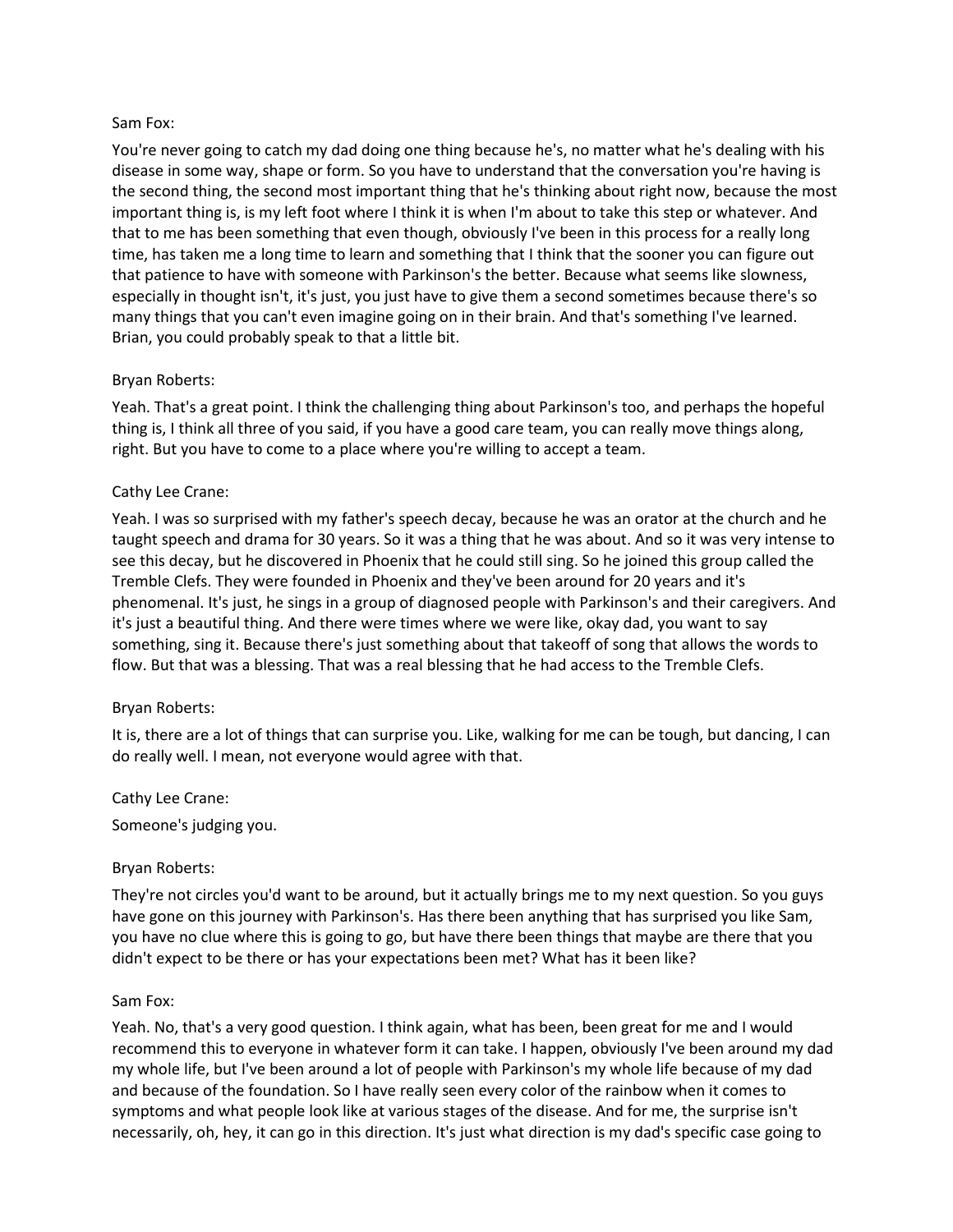Sam Fox:

You're never going to catch my dad doing one thing because he's, no matter what he's dealing with his disease in some way, shape or form. So you have to understand that the conversation you're having is the second thing, the second most important thing that he's thinking about right now, because the most important thing is, is my left foot where I think it is when I'm about to take this step or whatever. And that to me has been something that even though, obviously I've been in this process for a really long time, has taken me a long time to learn and something that I think that the sooner you can figure out that patience to have with someone with Parkinson's the better. Because what seems like slowness, especially in thought isn't, it's just, you just have to give them a second sometimes because there's so many things that you can't even imagine going on in their brain. And that's something I've learned. Brian, you could probably speak to that a little bit.

Bryan Roberts:

Yeah. That's a great point. I think the challenging thing about Parkinson's too, and perhaps the hopeful thing is, I think all three of you said, if you have a good care team, you can really move things along, right. But you have to come to a place where you're willing to accept a team.

Cathy Lee Crane:

Yeah. I was so surprised with my father's speech decay, because he was an orator at the church and he taught speech and drama for 30 years. So it was a thing that he was about. And so it was very intense to see this decay, but he discovered in Phoenix that he could still sing. So he joined this group called the Tremble Clefs. They were founded in Phoenix and they've been around for 20 years and it's phenomenal. It's just, he sings in a group of diagnosed people with Parkinson's and their caregivers. And it's just a beautiful thing. And there were times where we were like, okay dad, you want to say something, sing it. Because there's just something about that takeoff of song that allows the words to flow. But that was a blessing. That was a real blessing that he had access to the Tremble Clefs.

Bryan Roberts:

It is, there are a lot of things that can surprise you. Like, walking for me can be tough, but dancing, I can do really well. I mean, not everyone would agree with that.

Cathy Lee Crane:

Someone's judging you.

Bryan Roberts:

They're not circles you'd want to be around, but it actually brings me to my next question. So you guys have gone on this journey with Parkinson's. Has there been anything that has surprised you like Sam, you have no clue where this is going to go, but have there been things that maybe are there that you didn't expect to be there or has your expectations been met? What has it been like?

Sam Fox:

Yeah. No, that's a very good question. I think again, what has been, been great for me and I would recommend this to everyone in whatever form it can take. I happen, obviously I've been around my dad my whole life, but I've been around a lot of people with Parkinson's my whole life because of my dad and because of the foundation. So I have really seen every color of the rainbow when it comes to symptoms and what people look like at various stages of the disease. And for me, the surprise isn't necessarily, oh, hey, it can go in this direction. It's just what direction is my dad's specific case going to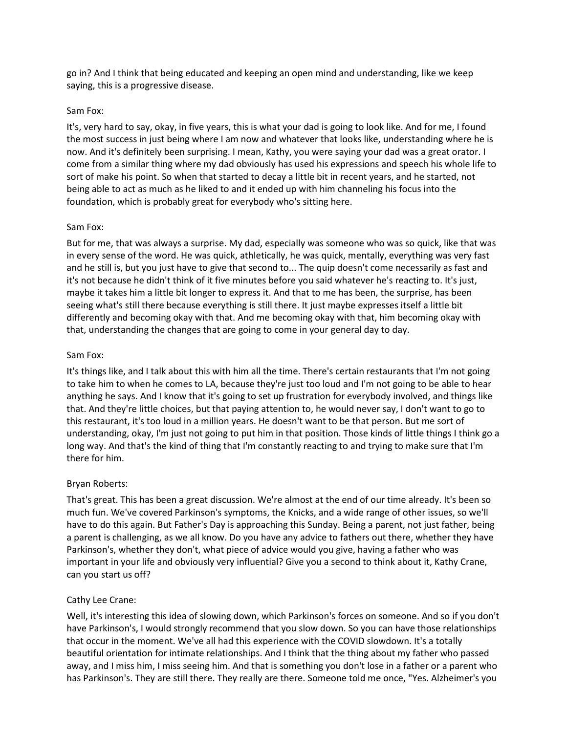go in? And I think that being educated and keeping an open mind and understanding, like we keep saying, this is a progressive disease.

Sam Fox:

It's, very hard to say, okay, in five years, this is what your dad is going to look like. And for me, I found the most success in just being where I am now and whatever that looks like, understanding where he is now. And it's definitely been surprising. I mean, Kathy, you were saying your dad was a great orator. I come from a similar thing where my dad obviously has used his expressions and speech his whole life to sort of make his point. So when that started to decay a little bit in recent years, and he started, not being able to act as much as he liked to and it ended up with him channeling his focus into the foundation, which is probably great for everybody who's sitting here.

Sam Fox:

But for me, that was always a surprise. My dad, especially was someone who was so quick, like that was in every sense of the word. He was quick, athletically, he was quick, mentally, everything was very fast and he still is, but you just have to give that second to... The quip doesn't come necessarily as fast and it's not because he didn't think of it five minutes before you said whatever he's reacting to. It's just, maybe it takes him a little bit longer to express it. And that to me has been, the surprise, has been seeing what's still there because everything is still there. It just maybe expresses itself a little bit differently and becoming okay with that. And me becoming okay with that, him becoming okay with that, understanding the changes that are going to come in your general day to day.

Sam Fox:

It's things like, and I talk about this with him all the time. There's certain restaurants that I'm not going to take him to when he comes to LA, because they're just too loud and I'm not going to be able to hear anything he says. And I know that it's going to set up frustration for everybody involved, and things like that. And they're little choices, but that paying attention to, he would never say, I don't want to go to this restaurant, it's too loud in a million years. He doesn't want to be that person. But me sort of understanding, okay, I'm just not going to put him in that position. Those kinds of little things I think go a long way. And that's the kind of thing that I'm constantly reacting to and trying to make sure that I'm there for him.

Bryan Roberts:

That's great. This has been a great discussion. We're almost at the end of our time already. It's been so much fun. We've covered Parkinson's symptoms, the Knicks, and a wide range of other issues, so we'll have to do this again. But Father's Day is approaching this Sunday. Being a parent, not just father, being a parent is challenging, as we all know. Do you have any advice to fathers out there, whether they have Parkinson's, whether they don't, what piece of advice would you give, having a father who was important in your life and obviously very influential? Give you a second to think about it, Kathy Crane, can you start us off?

Cathy Lee Crane:

Well, it's interesting this idea of slowing down, which Parkinson's forces on someone. And so if you don't have Parkinson's, I would strongly recommend that you slow down. So you can have those relationships that occur in the moment. We've all had this experience with the COVID slowdown. It's a totally beautiful orientation for intimate relationships. And I think that the thing about my father who passed away, and I miss him, I miss seeing him. And that is something you don't lose in a father or a parent who has Parkinson's. They are still there. They really are there. Someone told me once, "Yes. Alzheimer's you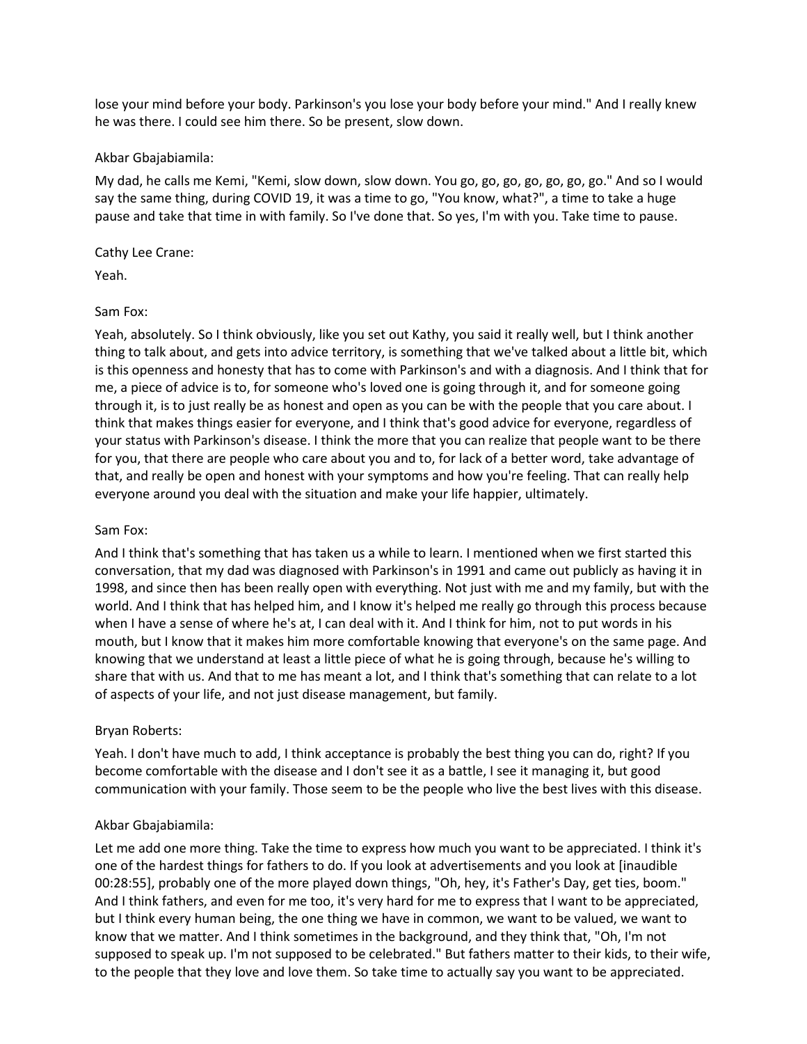lose your mind before your body. Parkinson's you lose your body before your mind." And I really knew he was there. I could see him there. So be present, slow down.

Akbar Gbajabiamila:

My dad, he calls me Kemi, "Kemi, slow down, slow down. You go, go, go, go, go, go, go." And so I would say the same thing, during COVID 19, it was a time to go, "You know, what?", a time to take a huge pause and take that time in with family. So I've done that. So yes, I'm with you. Take time to pause.

Cathy Lee Crane:

Yeah.

Sam Fox:

Yeah, absolutely. So I think obviously, like you set out Kathy, you said it really well, but I think another thing to talk about, and gets into advice territory, is something that we've talked about a little bit, which is this openness and honesty that has to come with Parkinson's and with a diagnosis. And I think that for me, a piece of advice is to, for someone who's loved one is going through it, and for someone going through it, is to just really be as honest and open as you can be with the people that you care about. I think that makes things easier for everyone, and I think that's good advice for everyone, regardless of your status with Parkinson's disease. I think the more that you can realize that people want to be there for you, that there are people who care about you and to, for lack of a better word, take advantage of that, and really be open and honest with your symptoms and how you're feeling. That can really help everyone around you deal with the situation and make your life happier, ultimately.

Sam Fox:

And I think that's something that has taken us a while to learn. I mentioned when we first started this conversation, that my dad was diagnosed with Parkinson's in 1991 and came out publicly as having it in 1998, and since then has been really open with everything. Not just with me and my family, but with the world. And I think that has helped him, and I know it's helped me really go through this process because when I have a sense of where he's at, I can deal with it. And I think for him, not to put words in his mouth, but I know that it makes him more comfortable knowing that everyone's on the same page. And knowing that we understand at least a little piece of what he is going through, because he's willing to share that with us. And that to me has meant a lot, and I think that's something that can relate to a lot of aspects of your life, and not just disease management, but family.

Bryan Roberts:

Yeah. I don't have much to add, I think acceptance is probably the best thing you can do, right? If you become comfortable with the disease and I don't see it as a battle, I see it managing it, but good communication with your family. Those seem to be the people who live the best lives with this disease.

Akbar Gbajabiamila:

Let me add one more thing. Take the time to express how much you want to be appreciated. I think it's one of the hardest things for fathers to do. If you look at advertisements and you look at [inaudible 00:28:55], probably one of the more played down things, "Oh, hey, it's Father's Day, get ties, boom." And I think fathers, and even for me too, it's very hard for me to express that I want to be appreciated, but I think every human being, the one thing we have in common, we want to be valued, we want to know that we matter. And I think sometimes in the background, and they think that, "Oh, I'm not supposed to speak up. I'm not supposed to be celebrated." But fathers matter to their kids, to their wife, to the people that they love and love them. So take time to actually say you want to be appreciated.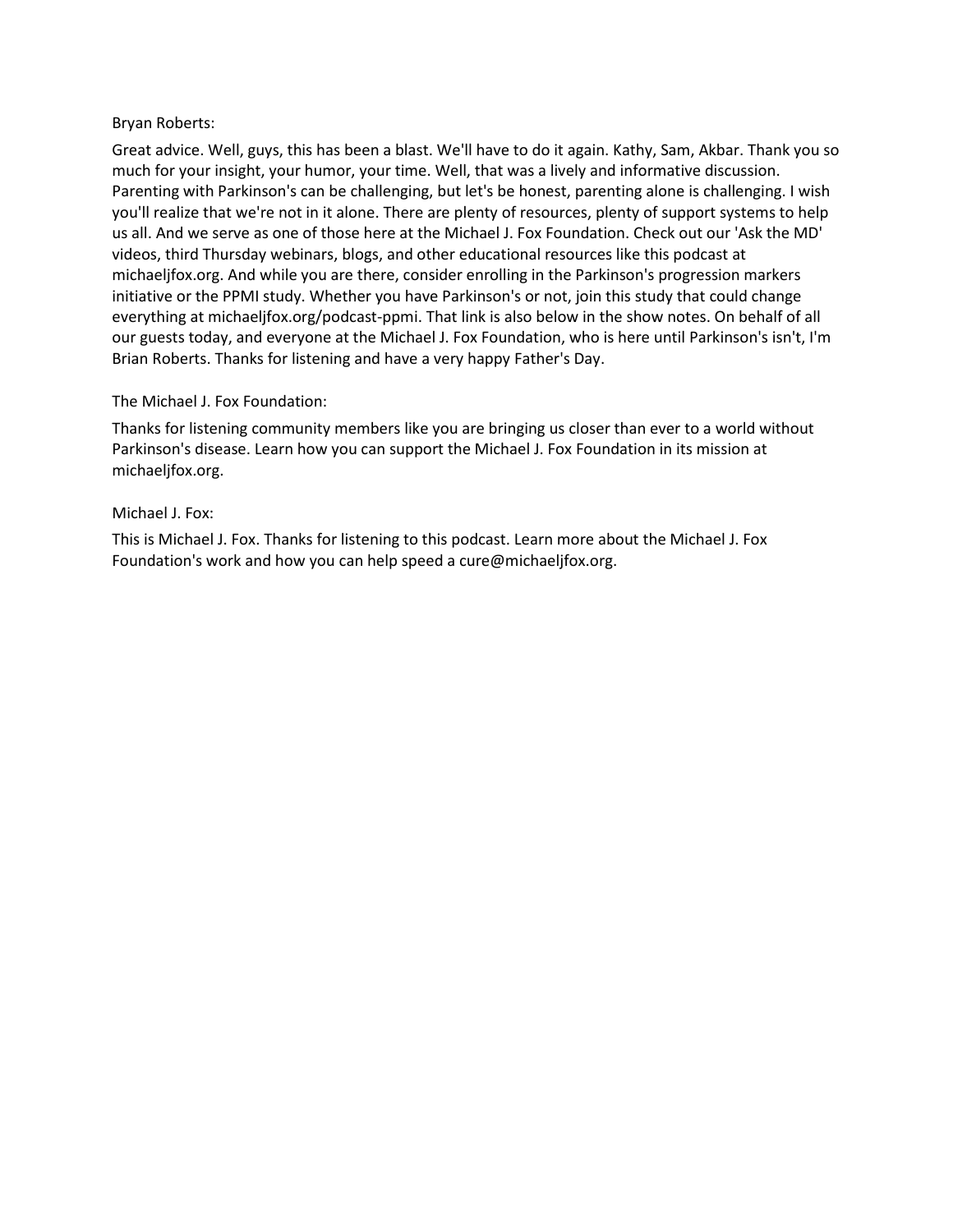Bryan Roberts:

Great advice. Well, guys, this has been a blast. We'll have to do it again. Kathy, Sam, Akbar. Thank you so much for your insight, your humor, your time. Well, that was a lively and informative discussion. Parenting with Parkinson's can be challenging, but let's be honest, parenting alone is challenging. I wish you'll realize that we're not in it alone. There are plenty of resources, plenty of support systems to help us all. And we serve as one of those here at the Michael J. Fox Foundation. Check out our 'Ask the MD' videos, third Thursday webinars, blogs, and other educational resources like this podcast at michaeljfox.org. And while you are there, consider enrolling in the Parkinson's progression markers initiative or the PPMI study. Whether you have Parkinson's or not, join this study that could change everything at michaeljfox.org/podcast-ppmi. That link is also below in the show notes. On behalf of all our guests today, and everyone at the Michael J. Fox Foundation, who is here until Parkinson's isn't, I'm Brian Roberts. Thanks for listening and have a very happy Father's Day.

The Michael J. Fox Foundation:

Thanks for listening community members like you are bringing us closer than ever to a world without Parkinson's disease. Learn how you can support the Michael J. Fox Foundation in its mission at michaeljfox.org.

Michael J. Fox:

This is Michael J. Fox. Thanks for listening to this podcast. Learn more about the Michael J. Fox Foundation's work and how you can help speed a cure@michaeljfox.org.